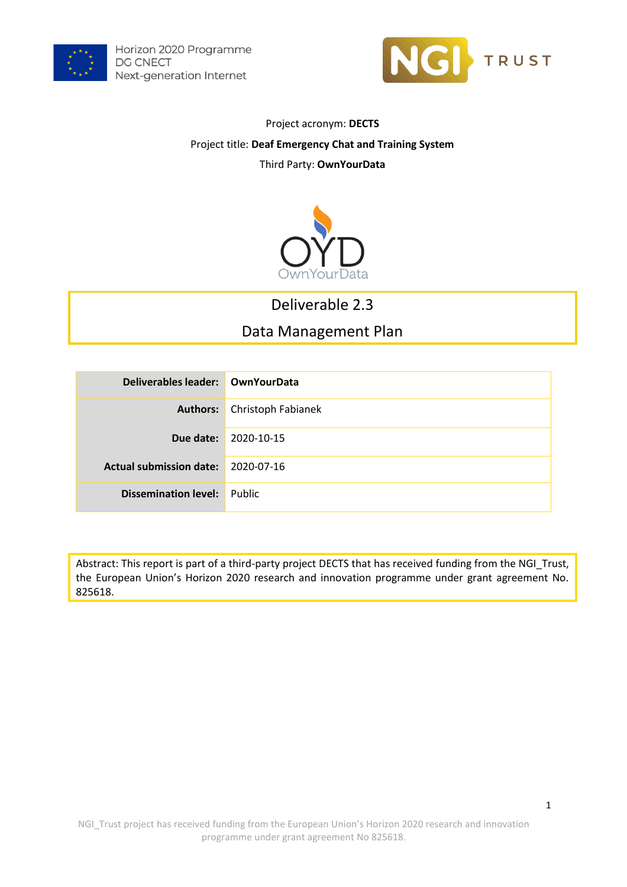Horizon 2020 Programme
DG CNECT
Next-generation Internet

NGI TRUST

Project acronym: **DECTS**

Project title: **Deaf Emergency Chat and Training System**

Third Party: **OwnYourData**

OYD
OwnYourData

# Deliverable 2.3

# Data Management Plan

| **Deliverables leader:** | **OwnYourData** |
|---|---|
| **Authors:** | Christoph Fabianek |
| **Due date:** | 2020-10-15 |
| **Actual submission date:** | 2020-07-16 |
| **Dissemination level:** | Public |

Abstract: This report is part of a third-party project DECTS that has received funding from the NGI_Trust, the European Union's Horizon 2020 research and innovation programme under grant agreement No. 825618.

NGI_Trust project has received funding from the European Union's Horizon 2020 research and innovation programme under grant agreement No 825618.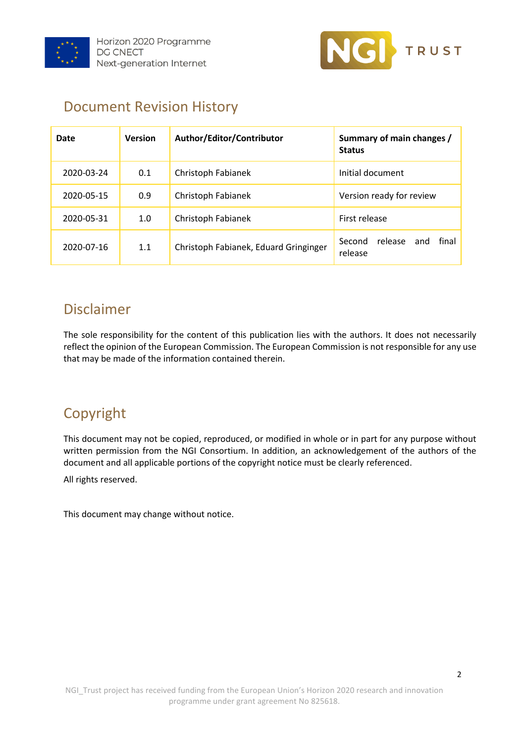## Document Revision History

| Date | Version | Author/Editor/Contributor | Summary of main changes / Status |
|---|---|---|---|
| 2020-03-24 | 0.1 | Christoph Fabianek | Initial document |
| 2020-05-15 | 0.9 | Christoph Fabianek | Version ready for review |
| 2020-05-31 | 1.0 | Christoph Fabianek | First release |
| 2020-07-16 | 1.1 | Christoph Fabianek, Eduard Gringinger | Second release and final release |

## Disclaimer

The sole responsibility for the content of this publication lies with the authors. It does not necessarily reflect the opinion of the European Commission. The European Commission is not responsible for any use that may be made of the information contained therein.

## Copyright

This document may not be copied, reproduced, or modified in whole or in part for any purpose without written permission from the NGI Consortium. In addition, an acknowledgement of the authors of the document and all applicable portions of the copyright notice must be clearly referenced.

All rights reserved.

This document may change without notice.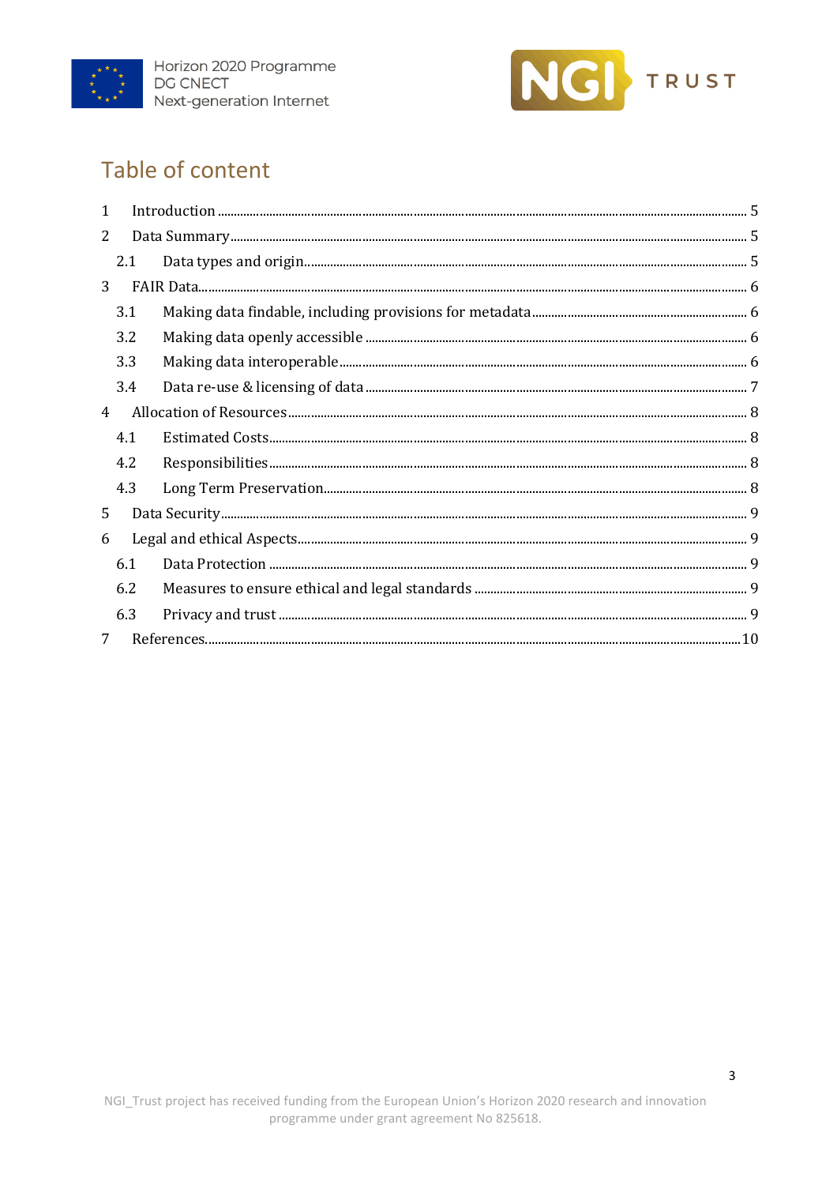# Table of content

1 Introduction ........................................................................ 5

2 Data Summary ........................................................................ 5

  2.1 Data types and origin ........................................................................ 5

3 FAIR Data ........................................................................ 6

  3.1 Making data findable, including provisions for metadata ........................................................................ 6

  3.2 Making data openly accessible ........................................................................ 6

  3.3 Making data interoperable ........................................................................ 6

  3.4 Data re-use & licensing of data ........................................................................ 7

4 Allocation of Resources ........................................................................ 8

  4.1 Estimated Costs ........................................................................ 8

  4.2 Responsibilities ........................................................................ 8

  4.3 Long Term Preservation ........................................................................ 8

5 Data Security ........................................................................ 9

6 Legal and ethical Aspects ........................................................................ 9

  6.1 Data Protection ........................................................................ 9

  6.2 Measures to ensure ethical and legal standards ........................................................................ 9

  6.3 Privacy and trust ........................................................................ 9

7 References ........................................................................ 10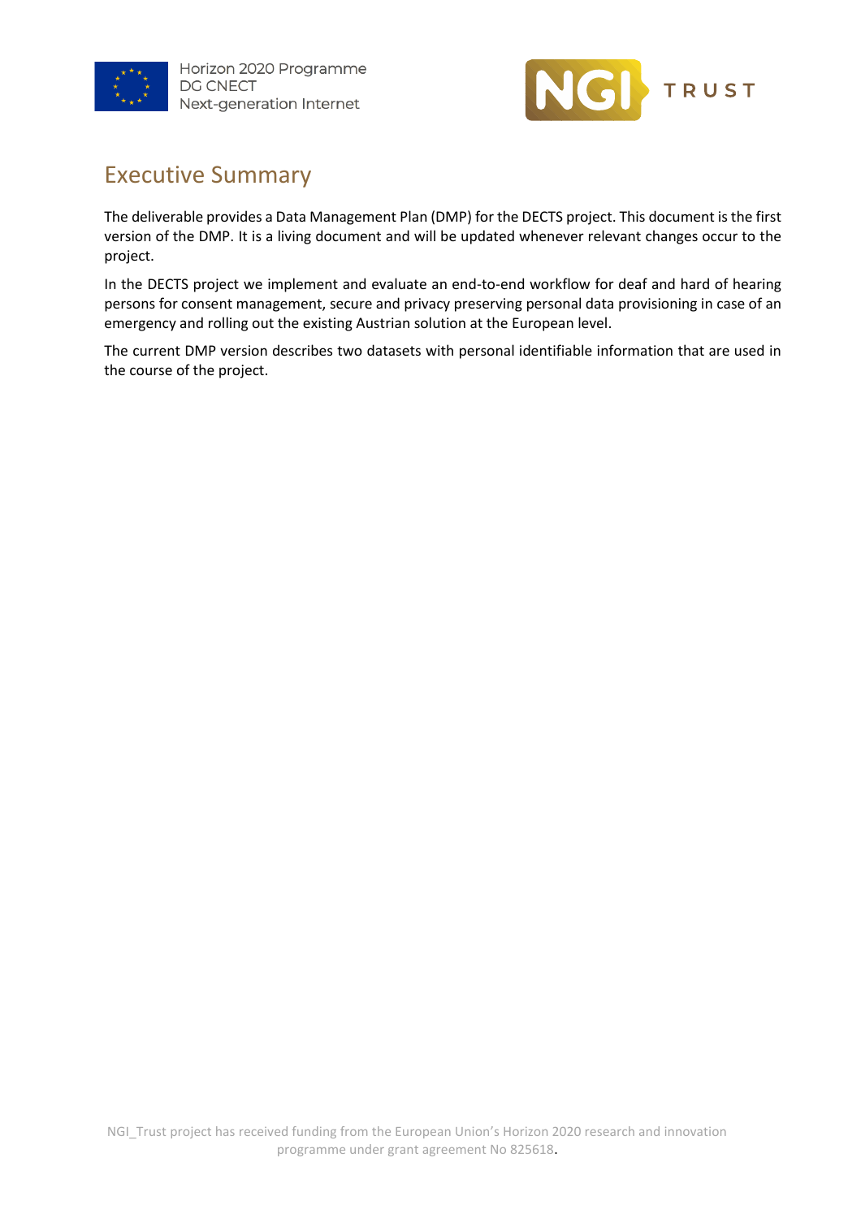# Executive Summary

The deliverable provides a Data Management Plan (DMP) for the DECTS project. This document is the first version of the DMP. It is a living document and will be updated whenever relevant changes occur to the project.

In the DECTS project we implement and evaluate an end-to-end workflow for deaf and hard of hearing persons for consent management, secure and privacy preserving personal data provisioning in case of an emergency and rolling out the existing Austrian solution at the European level.

The current DMP version describes two datasets with personal identifiable information that are used in the course of the project.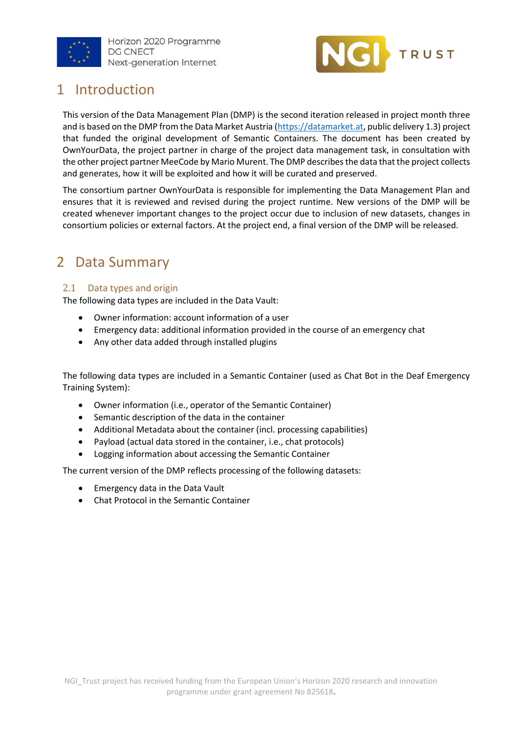# 1 Introduction

This version of the Data Management Plan (DMP) is the second iteration released in project month three and is based on the DMP from the Data Market Austria (https://datamarket.at, public delivery 1.3) project that funded the original development of Semantic Containers. The document has been created by OwnYourData, the project partner in charge of the project data management task, in consultation with the other project partner MeeCode by Mario Murent. The DMP describes the data that the project collects and generates, how it will be exploited and how it will be curated and preserved.

The consortium partner OwnYourData is responsible for implementing the Data Management Plan and ensures that it is reviewed and revised during the project runtime. New versions of the DMP will be created whenever important changes to the project occur due to inclusion of new datasets, changes in consortium policies or external factors. At the project end, a final version of the DMP will be released.

# 2 Data Summary

## 2.1 Data types and origin

The following data types are included in the Data Vault:

- Owner information: account information of a user
- Emergency data: additional information provided in the course of an emergency chat
- Any other data added through installed plugins

The following data types are included in a Semantic Container (used as Chat Bot in the Deaf Emergency Training System):

- Owner information (i.e., operator of the Semantic Container)
- Semantic description of the data in the container
- Additional Metadata about the container (incl. processing capabilities)
- Payload (actual data stored in the container, i.e., chat protocols)
- Logging information about accessing the Semantic Container

The current version of the DMP reflects processing of the following datasets:

- Emergency data in the Data Vault
- Chat Protocol in the Semantic Container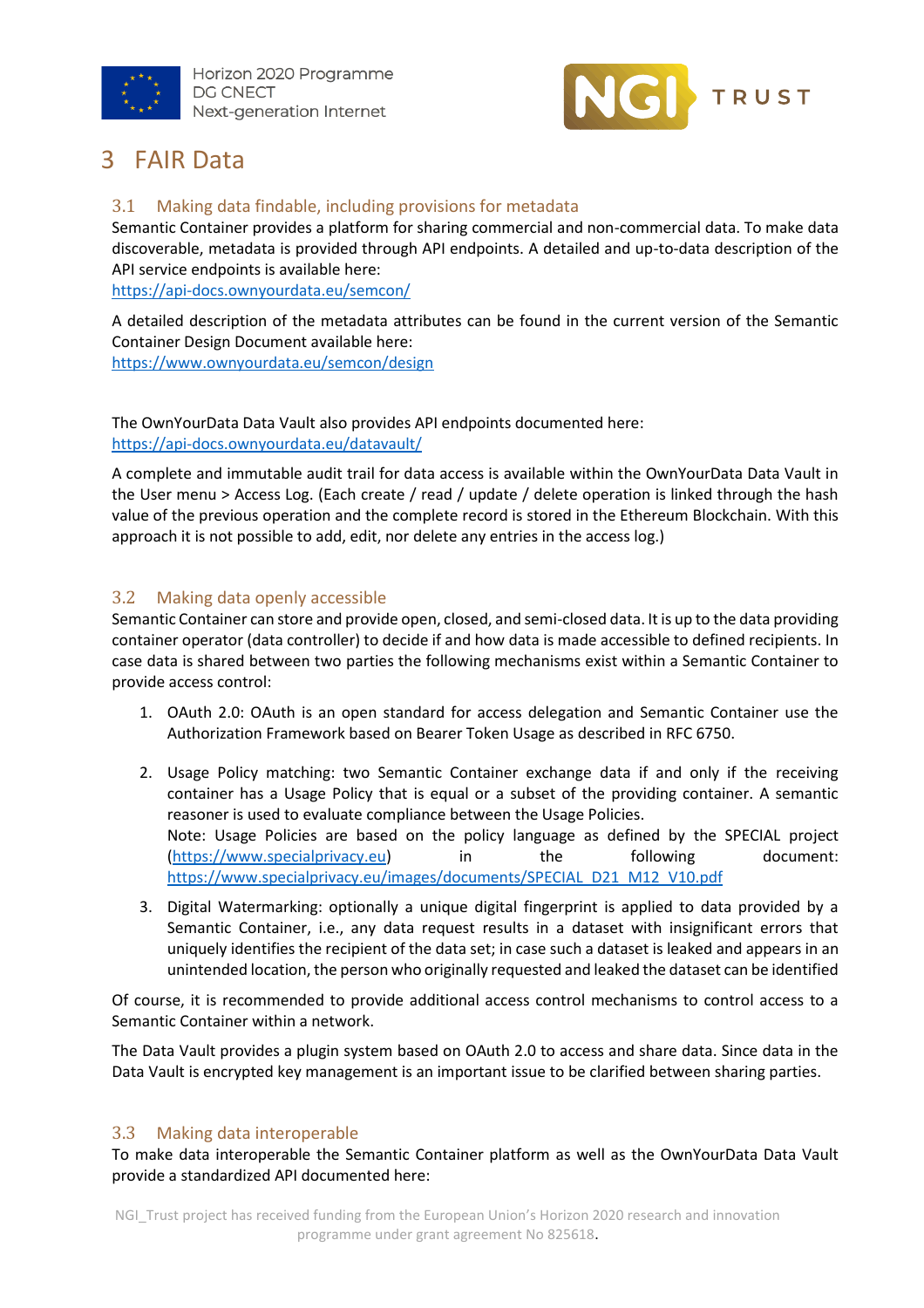# 3 FAIR Data

## 3.1 Making data findable, including provisions for metadata

Semantic Container provides a platform for sharing commercial and non-commercial data. To make data discoverable, metadata is provided through API endpoints. A detailed and up-to-data description of the API service endpoints is available here:
https://api-docs.ownyourdata.eu/semcon/

A detailed description of the metadata attributes can be found in the current version of the Semantic Container Design Document available here:
https://www.ownyourdata.eu/semcon/design

The OwnYourData Data Vault also provides API endpoints documented here:
https://api-docs.ownyourdata.eu/datavault/

A complete and immutable audit trail for data access is available within the OwnYourData Data Vault in the User menu > Access Log. (Each create / read / update / delete operation is linked through the hash value of the previous operation and the complete record is stored in the Ethereum Blockchain. With this approach it is not possible to add, edit, nor delete any entries in the access log.)

## 3.2 Making data openly accessible

Semantic Container can store and provide open, closed, and semi-closed data. It is up to the data providing container operator (data controller) to decide if and how data is made accessible to defined recipients. In case data is shared between two parties the following mechanisms exist within a Semantic Container to provide access control:

1. OAuth 2.0: OAuth is an open standard for access delegation and Semantic Container use the Authorization Framework based on Bearer Token Usage as described in RFC 6750.

2. Usage Policy matching: two Semantic Container exchange data if and only if the receiving container has a Usage Policy that is equal or a subset of the providing container. A semantic reasoner is used to evaluate compliance between the Usage Policies.
   Note: Usage Policies are based on the policy language as defined by the SPECIAL project (https://www.specialprivacy.eu) in the following document: https://www.specialprivacy.eu/images/documents/SPECIAL_D21_M12_V10.pdf

3. Digital Watermarking: optionally a unique digital fingerprint is applied to data provided by a Semantic Container, i.e., any data request results in a dataset with insignificant errors that uniquely identifies the recipient of the data set; in case such a dataset is leaked and appears in an unintended location, the person who originally requested and leaked the dataset can be identified

Of course, it is recommended to provide additional access control mechanisms to control access to a Semantic Container within a network.

The Data Vault provides a plugin system based on OAuth 2.0 to access and share data. Since data in the Data Vault is encrypted key management is an important issue to be clarified between sharing parties.

## 3.3 Making data interoperable

To make data interoperable the Semantic Container platform as well as the OwnYourData Data Vault provide a standardized API documented here: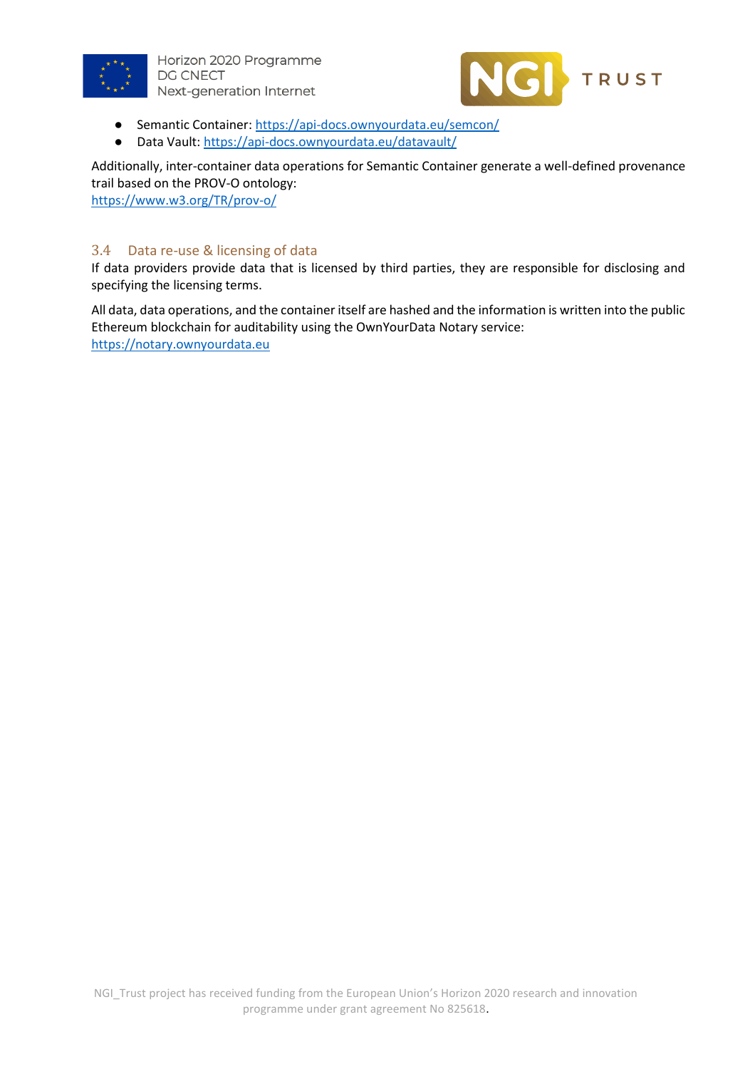- Semantic Container: https://api-docs.ownyourdata.eu/semcon/
- Data Vault: https://api-docs.ownyourdata.eu/datavault/

Additionally, inter-container data operations for Semantic Container generate a well-defined provenance trail based on the PROV-O ontology:
https://www.w3.org/TR/prov-o/

## 3.4 Data re-use & licensing of data

If data providers provide data that is licensed by third parties, they are responsible for disclosing and specifying the licensing terms.

All data, data operations, and the container itself are hashed and the information is written into the public Ethereum blockchain for auditability using the OwnYourData Notary service:
https://notary.ownyourdata.eu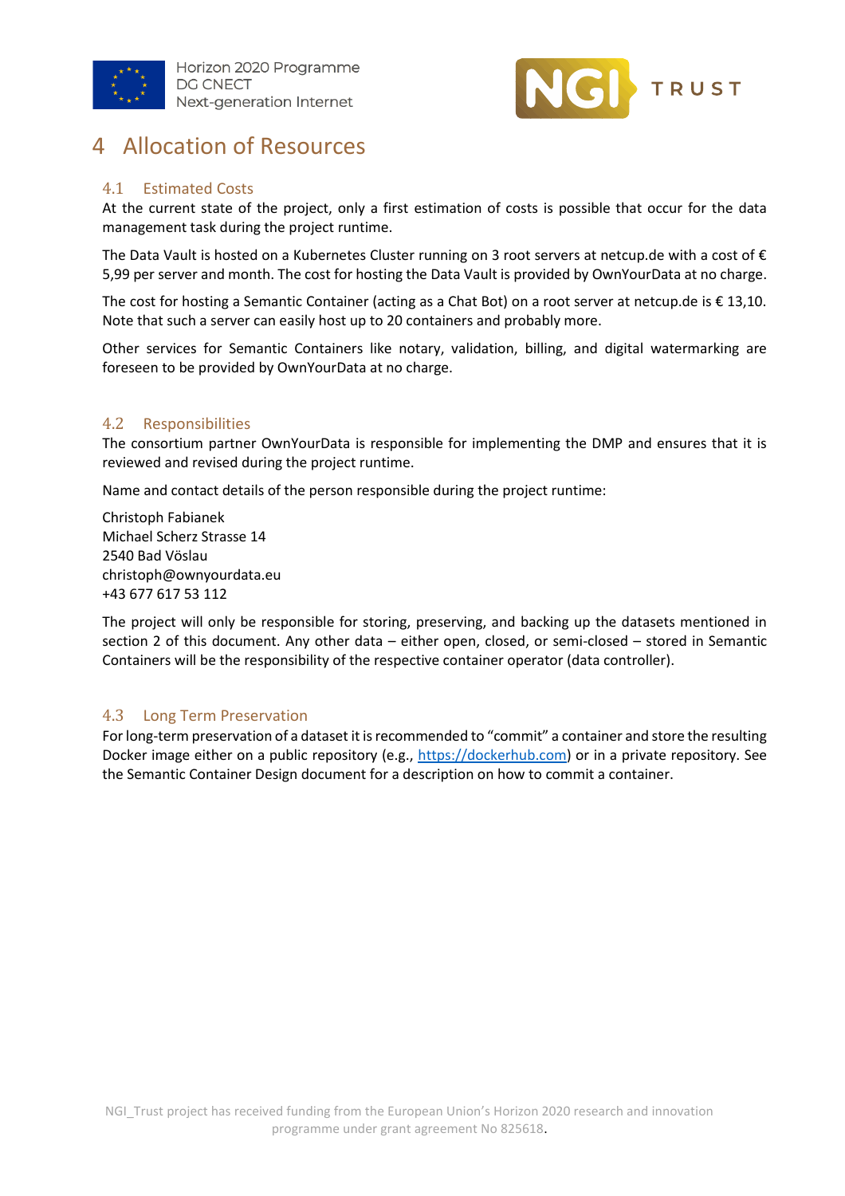# 4 Allocation of Resources

## 4.1 Estimated Costs

At the current state of the project, only a first estimation of costs is possible that occur for the data management task during the project runtime.

The Data Vault is hosted on a Kubernetes Cluster running on 3 root servers at netcup.de with a cost of € 5,99 per server and month. The cost for hosting the Data Vault is provided by OwnYourData at no charge.

The cost for hosting a Semantic Container (acting as a Chat Bot) on a root server at netcup.de is € 13,10. Note that such a server can easily host up to 20 containers and probably more.

Other services for Semantic Containers like notary, validation, billing, and digital watermarking are foreseen to be provided by OwnYourData at no charge.

## 4.2 Responsibilities

The consortium partner OwnYourData is responsible for implementing the DMP and ensures that it is reviewed and revised during the project runtime.

Name and contact details of the person responsible during the project runtime:

Christoph Fabianek
Michael Scherz Strasse 14
2540 Bad Vöslau
christoph@ownyourdata.eu
+43 677 617 53 112

The project will only be responsible for storing, preserving, and backing up the datasets mentioned in section 2 of this document. Any other data – either open, closed, or semi-closed – stored in Semantic Containers will be the responsibility of the respective container operator (data controller).

## 4.3 Long Term Preservation

For long-term preservation of a dataset it is recommended to "commit" a container and store the resulting Docker image either on a public repository (e.g., https://dockerhub.com) or in a private repository. See the Semantic Container Design document for a description on how to commit a container.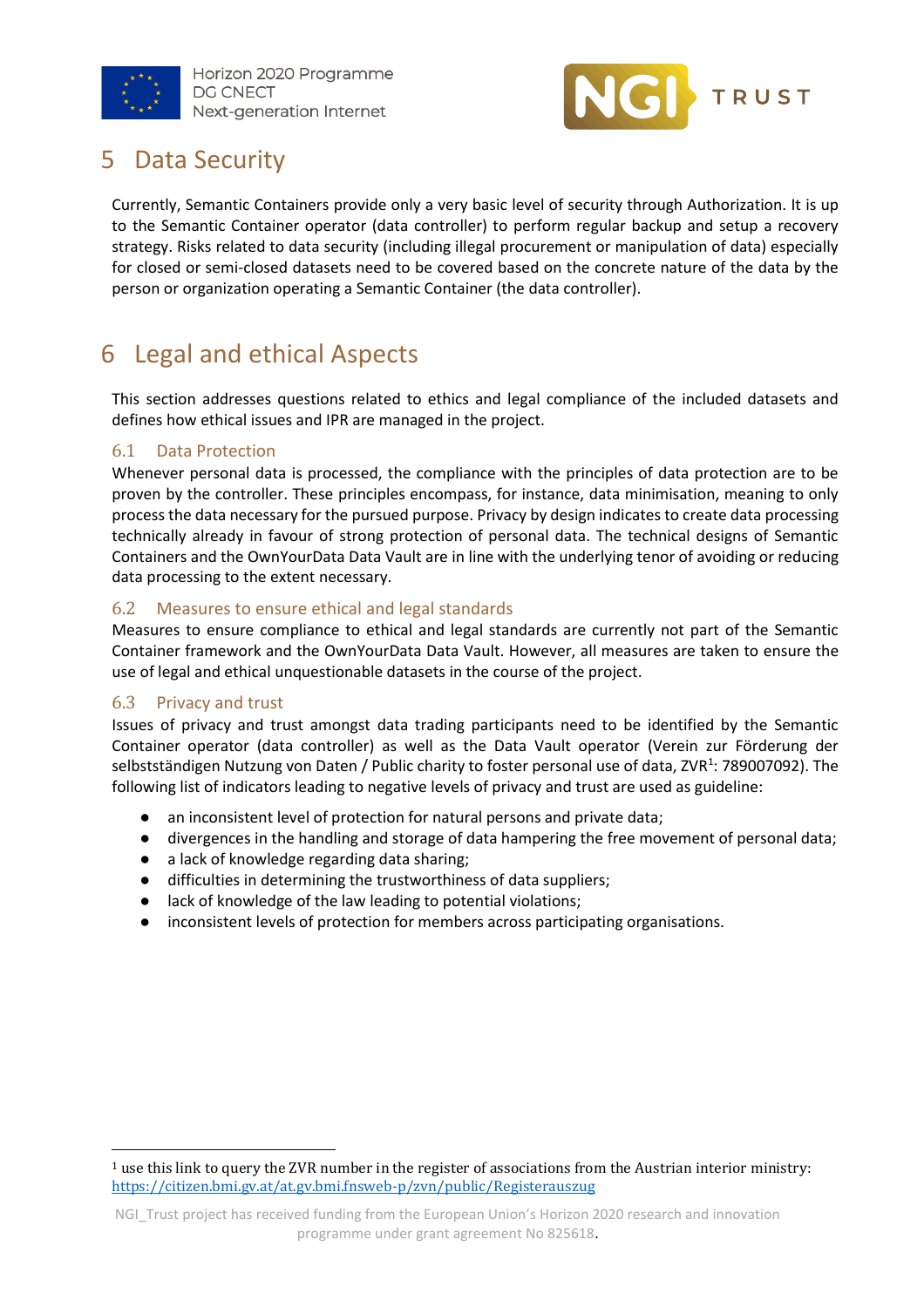# 5 Data Security

Currently, Semantic Containers provide only a very basic level of security through Authorization. It is up to the Semantic Container operator (data controller) to perform regular backup and setup a recovery strategy. Risks related to data security (including illegal procurement or manipulation of data) especially for closed or semi-closed datasets need to be covered based on the concrete nature of the data by the person or organization operating a Semantic Container (the data controller).

# 6 Legal and ethical Aspects

This section addresses questions related to ethics and legal compliance of the included datasets and defines how ethical issues and IPR are managed in the project.

## 6.1 Data Protection

Whenever personal data is processed, the compliance with the principles of data protection are to be proven by the controller. These principles encompass, for instance, data minimisation, meaning to only process the data necessary for the pursued purpose. Privacy by design indicates to create data processing technically already in favour of strong protection of personal data. The technical designs of Semantic Containers and the OwnYourData Data Vault are in line with the underlying tenor of avoiding or reducing data processing to the extent necessary.

## 6.2 Measures to ensure ethical and legal standards

Measures to ensure compliance to ethical and legal standards are currently not part of the Semantic Container framework and the OwnYourData Data Vault. However, all measures are taken to ensure the use of legal and ethical unquestionable datasets in the course of the project.

## 6.3 Privacy and trust

Issues of privacy and trust amongst data trading participants need to be identified by the Semantic Container operator (data controller) as well as the Data Vault operator (Verein zur Förderung der selbstständigen Nutzung von Daten / Public charity to foster personal use of data, ZVR[1]: 789007092). The following list of indicators leading to negative levels of privacy and trust are used as guideline:

- an inconsistent level of protection for natural persons and private data;
- divergences in the handling and storage of data hampering the free movement of personal data;
- a lack of knowledge regarding data sharing;
- difficulties in determining the trustworthiness of data suppliers;
- lack of knowledge of the law leading to potential violations;
- inconsistent levels of protection for members across participating organisations.

[1] use this link to query the ZVR number in the register of associations from the Austrian interior ministry: https://citizen.bmi.gv.at/at.gv.bmi.fnsweb-p/zvn/public/Registerauszug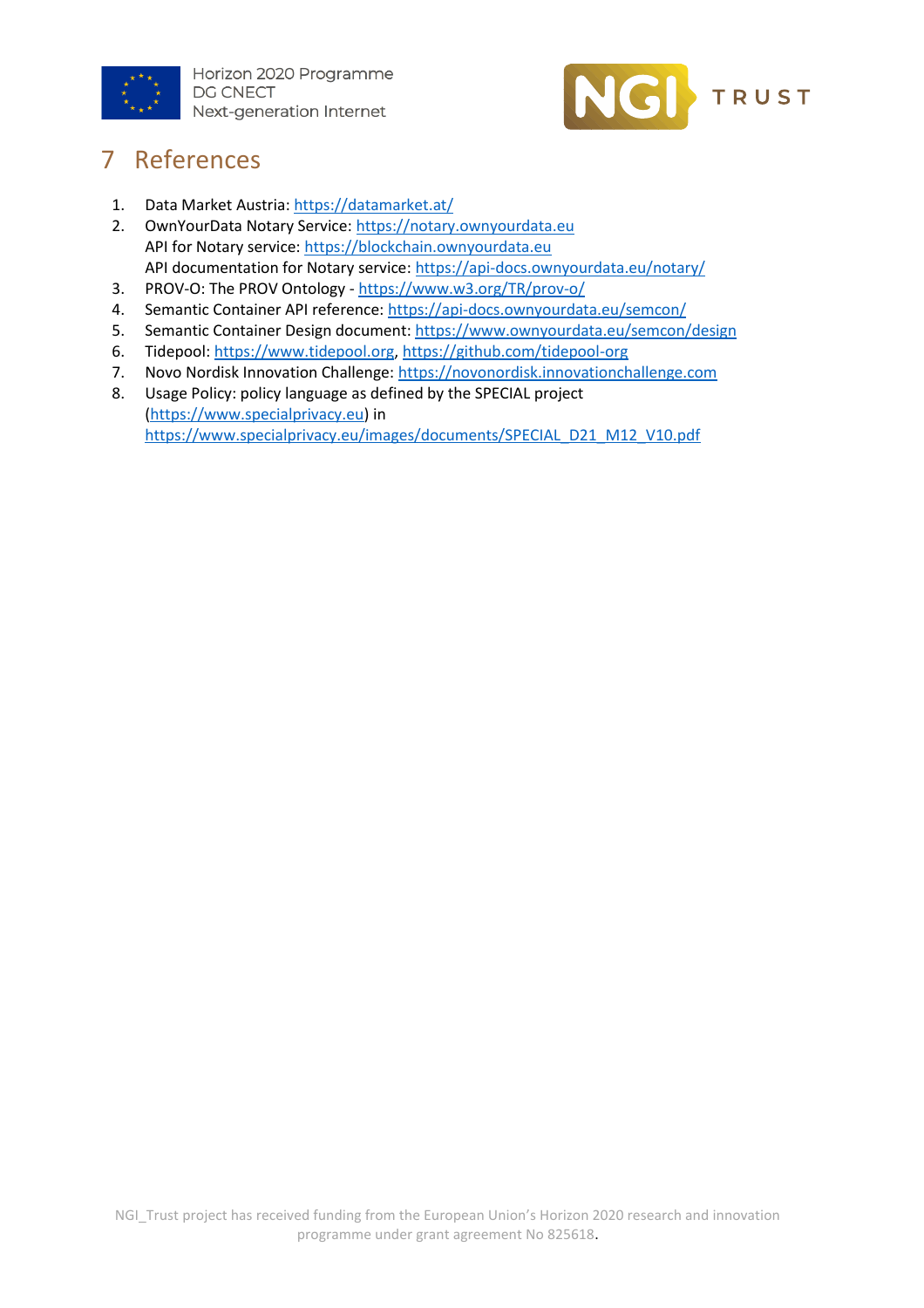# 7 References

1. Data Market Austria: https://datamarket.at/
2. OwnYourData Notary Service: https://notary.ownyourdata.eu
   API for Notary service: https://blockchain.ownyourdata.eu
   API documentation for Notary service: https://api-docs.ownyourdata.eu/notary/
3. PROV-O: The PROV Ontology - https://www.w3.org/TR/prov-o/
4. Semantic Container API reference: https://api-docs.ownyourdata.eu/semcon/
5. Semantic Container Design document: https://www.ownyourdata.eu/semcon/design
6. Tidepool: https://www.tidepool.org, https://github.com/tidepool-org
7. Novo Nordisk Innovation Challenge: https://novonordisk.innovationchallenge.com
8. Usage Policy: policy language as defined by the SPECIAL project (https://www.specialprivacy.eu) in https://www.specialprivacy.eu/images/documents/SPECIAL_D21_M12_V10.pdf